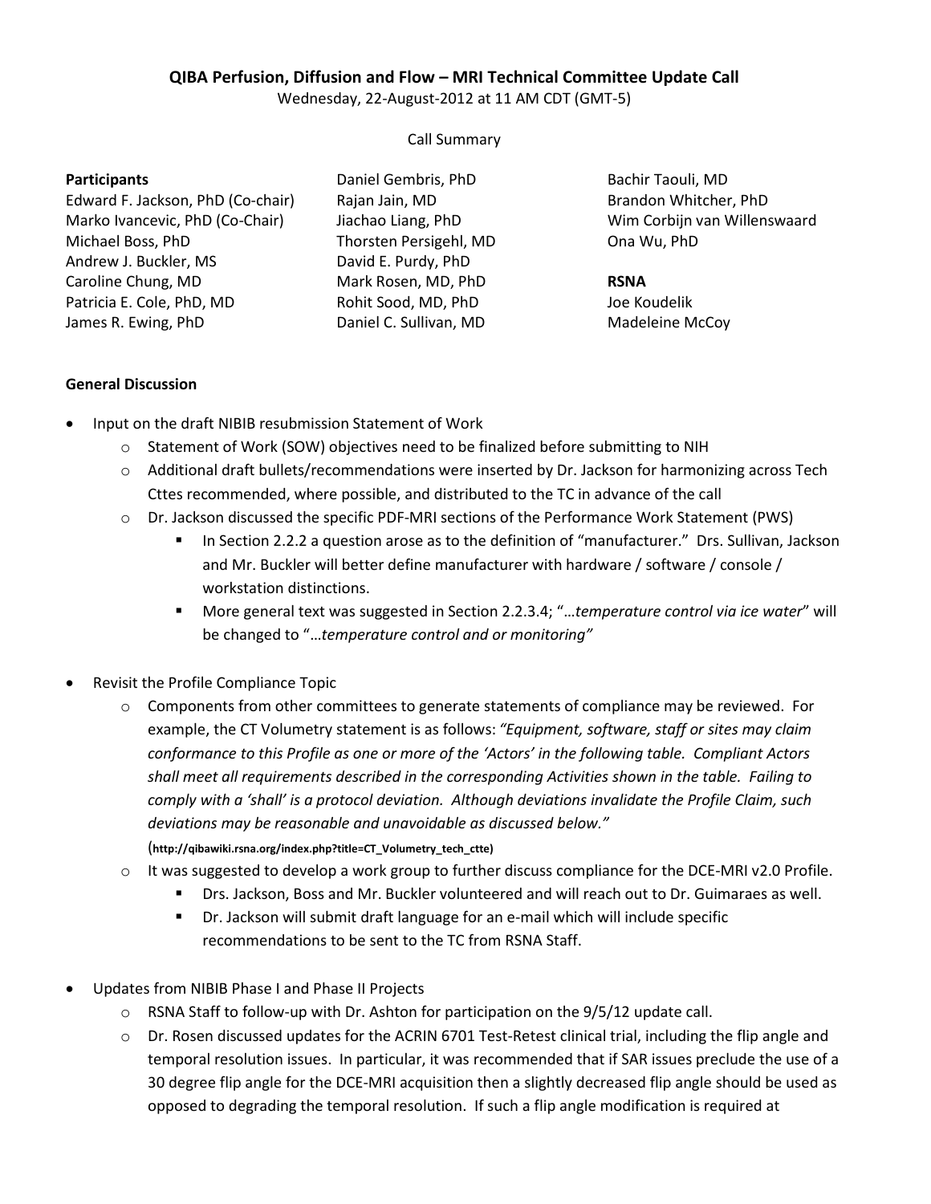**QIBA Perfusion, Diffusion and Flow – MRI Technical Committee Update Call**

Wednesday, 22-August-2012 at 11 AM CDT (GMT-5)

Call Summary

**Participants**

Edward F. Jackson, PhD (Co-chair)
Marko Ivancevic, PhD (Co-Chair)
Michael Boss, PhD
Andrew J. Buckler, MS
Caroline Chung, MD
Patricia E. Cole, PhD, MD
James R. Ewing, PhD
Daniel Gembris, PhD
Rajan Jain, MD
Jiachao Liang, PhD
Thorsten Persigehl, MD
David E. Purdy, PhD
Mark Rosen, MD, PhD
Rohit Sood, MD, PhD
Daniel C. Sullivan, MD
Bachir Taouli, MD
Brandon Whitcher, PhD
Wim Corbijn van Willenswaard
Ona Wu, PhD

**RSNA**

Joe Koudelik
Madeleine McCoy

**General Discussion**

- Input on the draft NIBIB resubmission Statement of Work
  - Statement of Work (SOW) objectives need to be finalized before submitting to NIH
  - Additional draft bullets/recommendations were inserted by Dr. Jackson for harmonizing across Tech Cttes recommended, where possible, and distributed to the TC in advance of the call
  - Dr. Jackson discussed the specific PDF-MRI sections of the Performance Work Statement (PWS)
    - In Section 2.2.2 a question arose as to the definition of "manufacturer." Drs. Sullivan, Jackson and Mr. Buckler will better define manufacturer with hardware / software / console / workstation distinctions.
    - More general text was suggested in Section 2.2.3.4; "…*temperature control via ice water*" will be changed to "…*temperature control and or monitoring"*

- Revisit the Profile Compliance Topic
  - Components from other committees to generate statements of compliance may be reviewed. For example, the CT Volumetry statement is as follows: *"Equipment, software, staff or sites may claim conformance to this Profile as one or more of the 'Actors' in the following table. Compliant Actors shall meet all requirements described in the corresponding Activities shown in the table. Failing to comply with a 'shall' is a protocol deviation. Although deviations invalidate the Profile Claim, such deviations may be reasonable and unavoidable as discussed below."*
    (**http://qibawiki.rsna.org/index.php?title=CT_Volumetry_tech_ctte)**
  - It was suggested to develop a work group to further discuss compliance for the DCE-MRI v2.0 Profile.
    - Drs. Jackson, Boss and Mr. Buckler volunteered and will reach out to Dr. Guimaraes as well.
    - Dr. Jackson will submit draft language for an e-mail which will include specific recommendations to be sent to the TC from RSNA Staff.

- Updates from NIBIB Phase I and Phase II Projects
  - RSNA Staff to follow-up with Dr. Ashton for participation on the 9/5/12 update call.
  - Dr. Rosen discussed updates for the ACRIN 6701 Test-Retest clinical trial, including the flip angle and temporal resolution issues. In particular, it was recommended that if SAR issues preclude the use of a 30 degree flip angle for the DCE-MRI acquisition then a slightly decreased flip angle should be used as opposed to degrading the temporal resolution. If such a flip angle modification is required at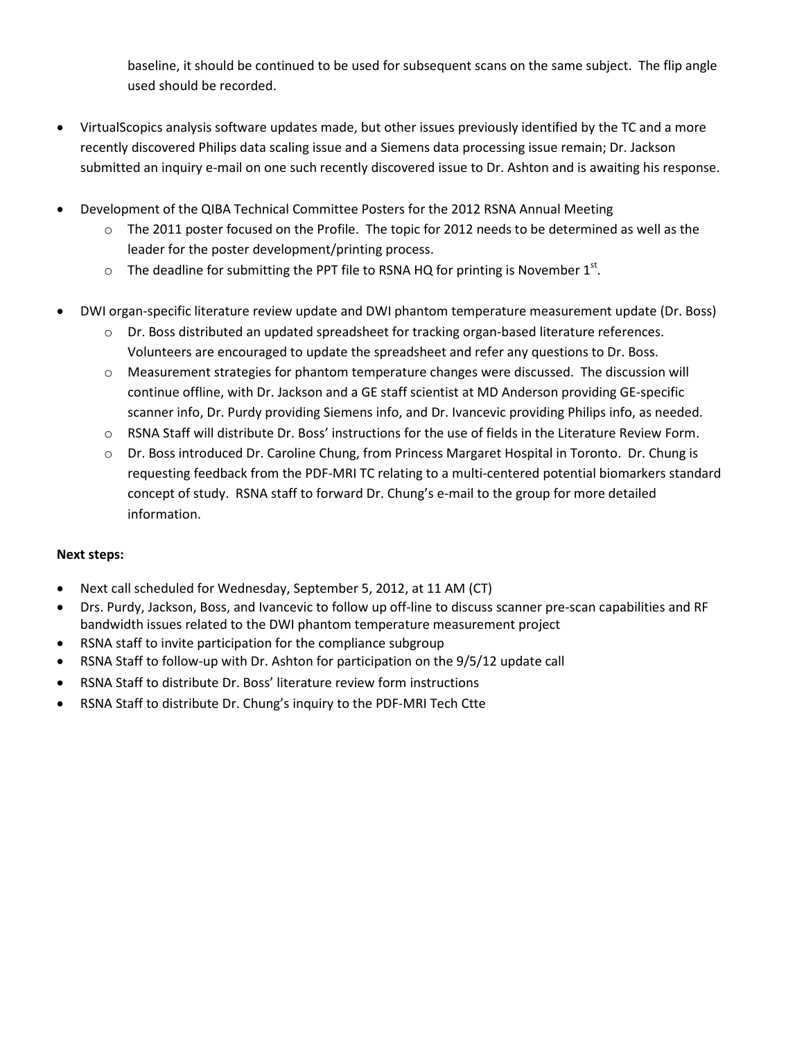baseline, it should be continued to be used for subsequent scans on the same subject. The flip angle used should be recorded.

- VirtualScopics analysis software updates made, but other issues previously identified by the TC and a more recently discovered Philips data scaling issue and a Siemens data processing issue remain; Dr. Jackson submitted an inquiry e-mail on one such recently discovered issue to Dr. Ashton and is awaiting his response.

- Development of the QIBA Technical Committee Posters for the 2012 RSNA Annual Meeting
  - The 2011 poster focused on the Profile. The topic for 2012 needs to be determined as well as the leader for the poster development/printing process.
  - The deadline for submitting the PPT file to RSNA HQ for printing is November 1st.

- DWI organ-specific literature review update and DWI phantom temperature measurement update (Dr. Boss)
  - Dr. Boss distributed an updated spreadsheet for tracking organ-based literature references. Volunteers are encouraged to update the spreadsheet and refer any questions to Dr. Boss.
  - Measurement strategies for phantom temperature changes were discussed. The discussion will continue offline, with Dr. Jackson and a GE staff scientist at MD Anderson providing GE-specific scanner info, Dr. Purdy providing Siemens info, and Dr. Ivancevic providing Philips info, as needed.
  - RSNA Staff will distribute Dr. Boss' instructions for the use of fields in the Literature Review Form.
  - Dr. Boss introduced Dr. Caroline Chung, from Princess Margaret Hospital in Toronto. Dr. Chung is requesting feedback from the PDF-MRI TC relating to a multi-centered potential biomarkers standard concept of study. RSNA staff to forward Dr. Chung's e-mail to the group for more detailed information.

**Next steps:**

- Next call scheduled for Wednesday, September 5, 2012, at 11 AM (CT)
- Drs. Purdy, Jackson, Boss, and Ivancevic to follow up off-line to discuss scanner pre-scan capabilities and RF bandwidth issues related to the DWI phantom temperature measurement project
- RSNA staff to invite participation for the compliance subgroup
- RSNA Staff to follow-up with Dr. Ashton for participation on the 9/5/12 update call
- RSNA Staff to distribute Dr. Boss' literature review form instructions
- RSNA Staff to distribute Dr. Chung's inquiry to the PDF-MRI Tech Ctte